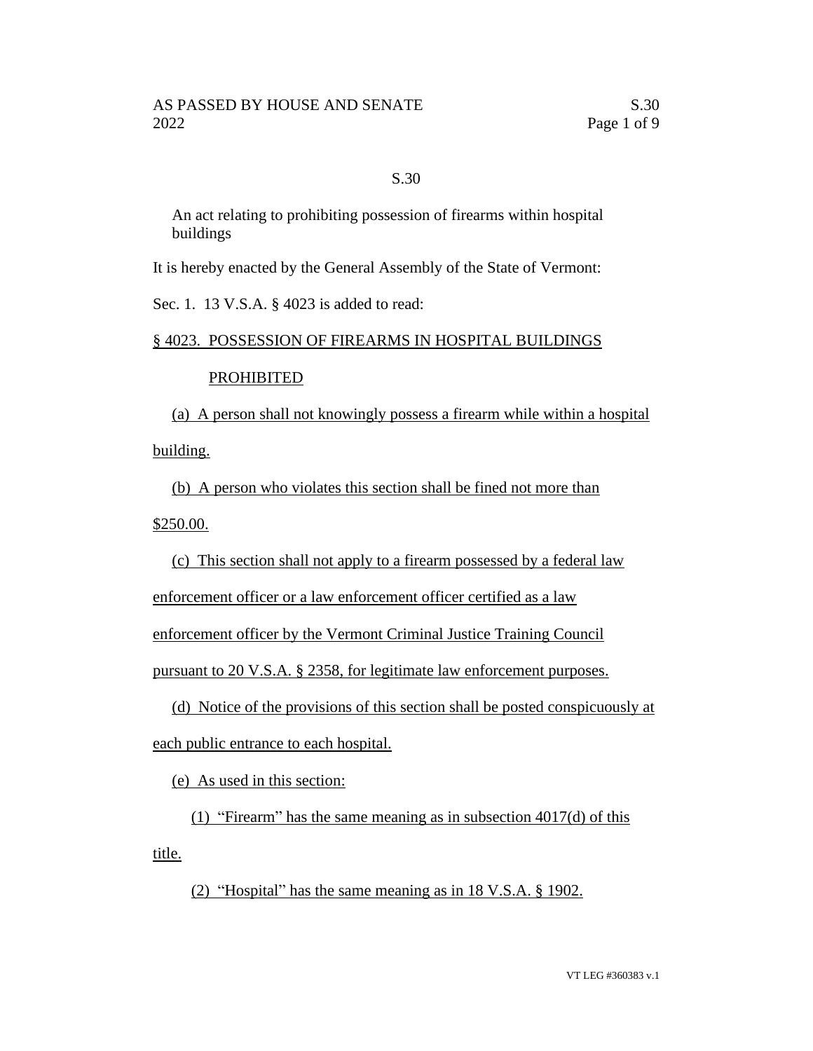S.30

An act relating to prohibiting possession of firearms within hospital buildings

It is hereby enacted by the General Assembly of the State of Vermont:

Sec. 1. 13 V.S.A. § 4023 is added to read:

§ 4023. POSSESSION OF FIREARMS IN HOSPITAL BUILDINGS PROHIBITED

(a) A person shall not knowingly possess a firearm while within a hospital building.

(b) A person who violates this section shall be fined not more than $250.00.

(c) This section shall not apply to a firearm possessed by a federal law enforcement officer or a law enforcement officer certified as a law enforcement officer by the Vermont Criminal Justice Training Council pursuant to 20 V.S.A. § 2358, for legitimate law enforcement purposes.

(d) Notice of the provisions of this section shall be posted conspicuously at each public entrance to each hospital.

(e) As used in this section:

(1) "Firearm" has the same meaning as in subsection 4017(d) of this title.

(2) "Hospital" has the same meaning as in 18 V.S.A. § 1902.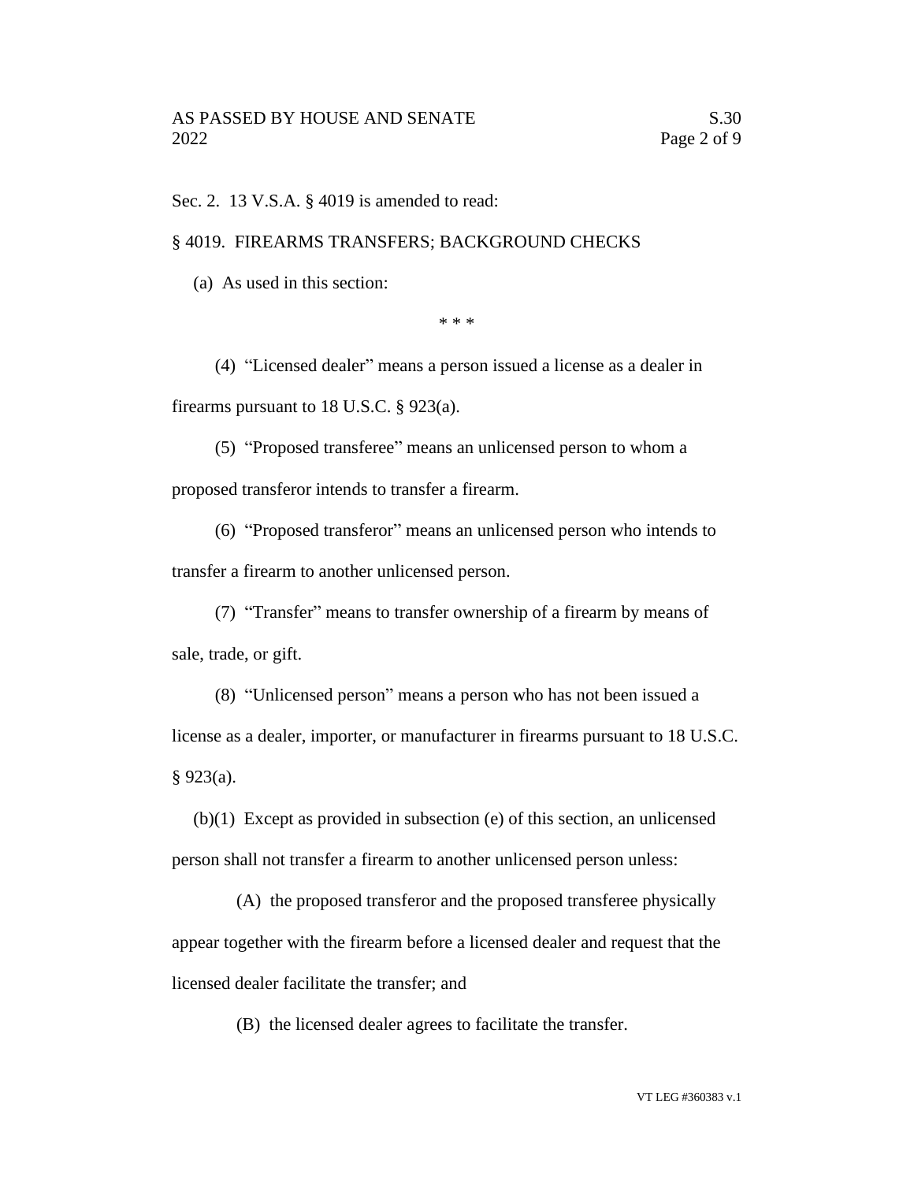Sec. 2. 13 V.S.A. § 4019 is amended to read:

§ 4019. FIREARMS TRANSFERS; BACKGROUND CHECKS

(a) As used in this section:

\* \* \*

(4) "Licensed dealer" means a person issued a license as a dealer in firearms pursuant to 18 U.S.C. § 923(a).

(5) "Proposed transferee" means an unlicensed person to whom a proposed transferor intends to transfer a firearm.

(6) "Proposed transferor" means an unlicensed person who intends to transfer a firearm to another unlicensed person.

(7) "Transfer" means to transfer ownership of a firearm by means of sale, trade, or gift.

(8) "Unlicensed person" means a person who has not been issued a license as a dealer, importer, or manufacturer in firearms pursuant to 18 U.S.C. § 923(a).

(b)(1) Except as provided in subsection (e) of this section, an unlicensed person shall not transfer a firearm to another unlicensed person unless:

(A) the proposed transferor and the proposed transferee physically appear together with the firearm before a licensed dealer and request that the licensed dealer facilitate the transfer; and

(B) the licensed dealer agrees to facilitate the transfer.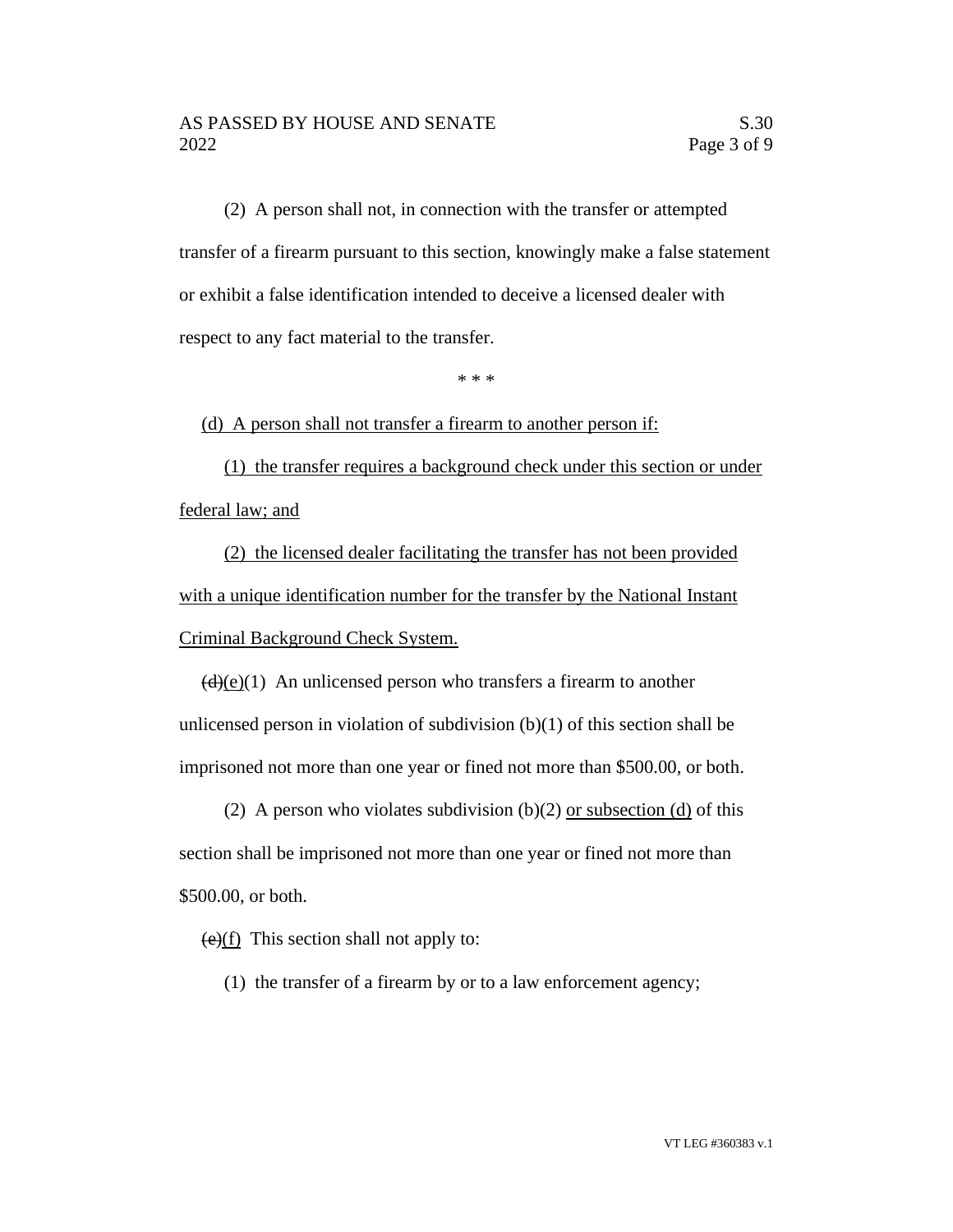(2) A person shall not, in connection with the transfer or attempted transfer of a firearm pursuant to this section, knowingly make a false statement or exhibit a false identification intended to deceive a licensed dealer with respect to any fact material to the transfer.

\* \* \*

(d) A person shall not transfer a firearm to another person if:

(1) the transfer requires a background check under this section or under federal law; and

(2) the licensed dealer facilitating the transfer has not been provided with a unique identification number for the transfer by the National Instant Criminal Background Check System.

~~(d)~~(e)(1) An unlicensed person who transfers a firearm to another unlicensed person in violation of subdivision (b)(1) of this section shall be imprisoned not more than one year or fined not more than \$500.00, or both.

(2) A person who violates subdivision (b)(2) or subsection (d) of this section shall be imprisoned not more than one year or fined not more than \$500.00, or both.

~~(e)~~(f) This section shall not apply to:

(1) the transfer of a firearm by or to a law enforcement agency;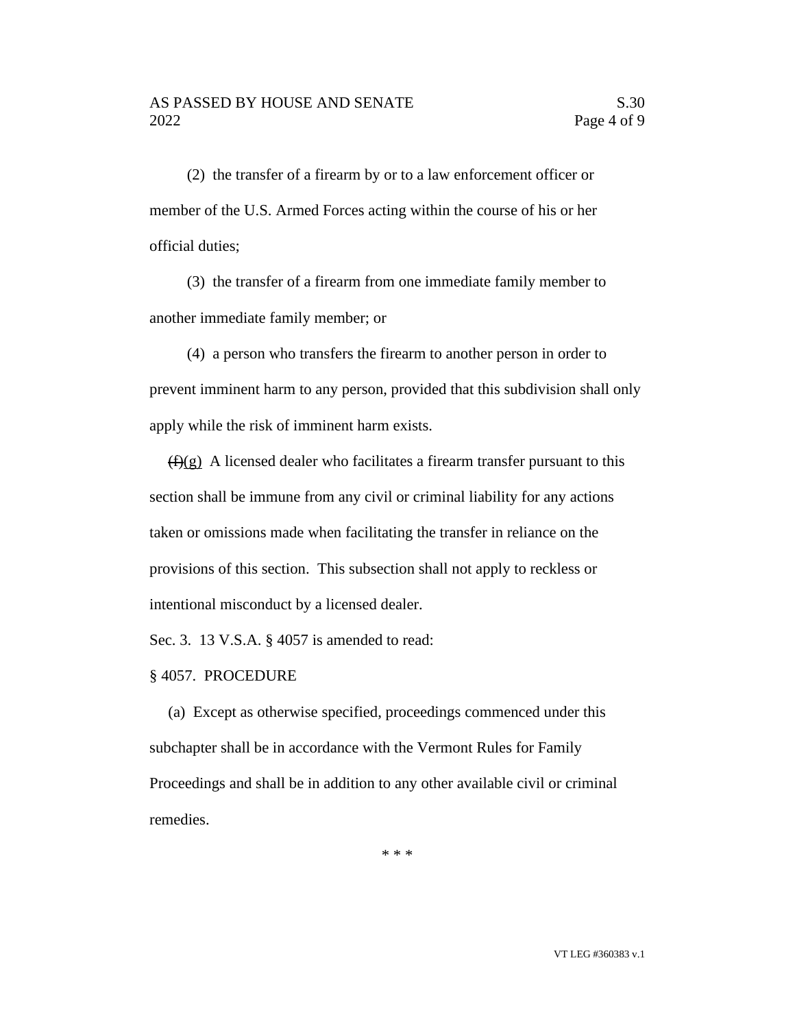(2) the transfer of a firearm by or to a law enforcement officer or member of the U.S. Armed Forces acting within the course of his or her official duties;

(3) the transfer of a firearm from one immediate family member to another immediate family member; or

(4) a person who transfers the firearm to another person in order to prevent imminent harm to any person, provided that this subdivision shall only apply while the risk of imminent harm exists.

~~(f)~~(g) A licensed dealer who facilitates a firearm transfer pursuant to this section shall be immune from any civil or criminal liability for any actions taken or omissions made when facilitating the transfer in reliance on the provisions of this section. This subsection shall not apply to reckless or intentional misconduct by a licensed dealer.

Sec. 3. 13 V.S.A. § 4057 is amended to read:

§ 4057. PROCEDURE

(a) Except as otherwise specified, proceedings commenced under this subchapter shall be in accordance with the Vermont Rules for Family Proceedings and shall be in addition to any other available civil or criminal remedies.

\* \* \*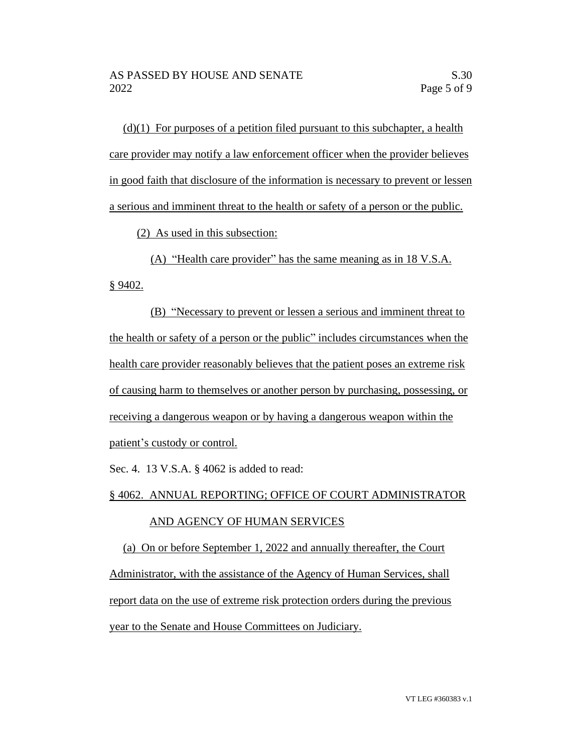(d)(1) For purposes of a petition filed pursuant to this subchapter, a health care provider may notify a law enforcement officer when the provider believes in good faith that disclosure of the information is necessary to prevent or lessen a serious and imminent threat to the health or safety of a person or the public.

(2) As used in this subsection:

(A) "Health care provider" has the same meaning as in 18 V.S.A. § 9402.

(B) "Necessary to prevent or lessen a serious and imminent threat to the health or safety of a person or the public" includes circumstances when the health care provider reasonably believes that the patient poses an extreme risk of causing harm to themselves or another person by purchasing, possessing, or receiving a dangerous weapon or by having a dangerous weapon within the patient's custody or control.

Sec. 4. 13 V.S.A. § 4062 is added to read:

§ 4062. ANNUAL REPORTING; OFFICE OF COURT ADMINISTRATOR AND AGENCY OF HUMAN SERVICES

(a) On or before September 1, 2022 and annually thereafter, the Court Administrator, with the assistance of the Agency of Human Services, shall report data on the use of extreme risk protection orders during the previous year to the Senate and House Committees on Judiciary.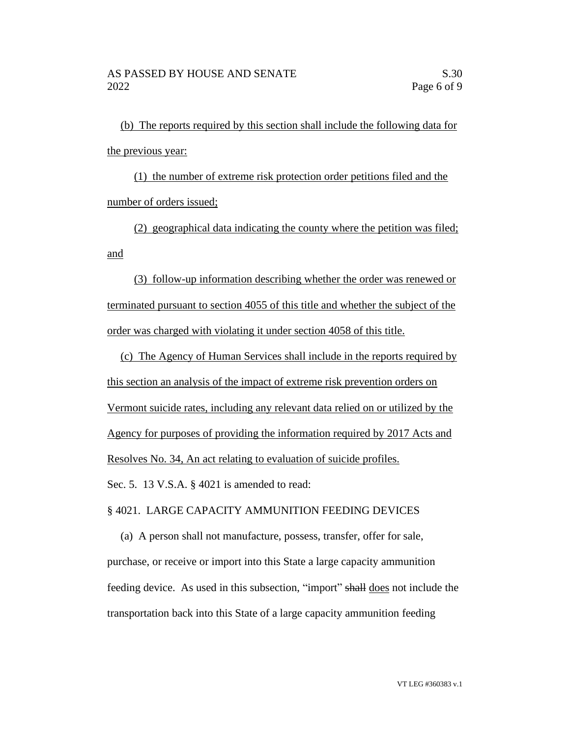(b) The reports required by this section shall include the following data for the previous year:

(1) the number of extreme risk protection order petitions filed and the number of orders issued;

(2) geographical data indicating the county where the petition was filed; and

(3) follow-up information describing whether the order was renewed or terminated pursuant to section 4055 of this title and whether the subject of the order was charged with violating it under section 4058 of this title.

(c) The Agency of Human Services shall include in the reports required by this section an analysis of the impact of extreme risk prevention orders on Vermont suicide rates, including any relevant data relied on or utilized by the Agency for purposes of providing the information required by 2017 Acts and Resolves No. 34, An act relating to evaluation of suicide profiles.

Sec. 5. 13 V.S.A. § 4021 is amended to read:

§ 4021. LARGE CAPACITY AMMUNITION FEEDING DEVICES

(a) A person shall not manufacture, possess, transfer, offer for sale, purchase, or receive or import into this State a large capacity ammunition feeding device. As used in this subsection, "import" ~~shall~~ does not include the transportation back into this State of a large capacity ammunition feeding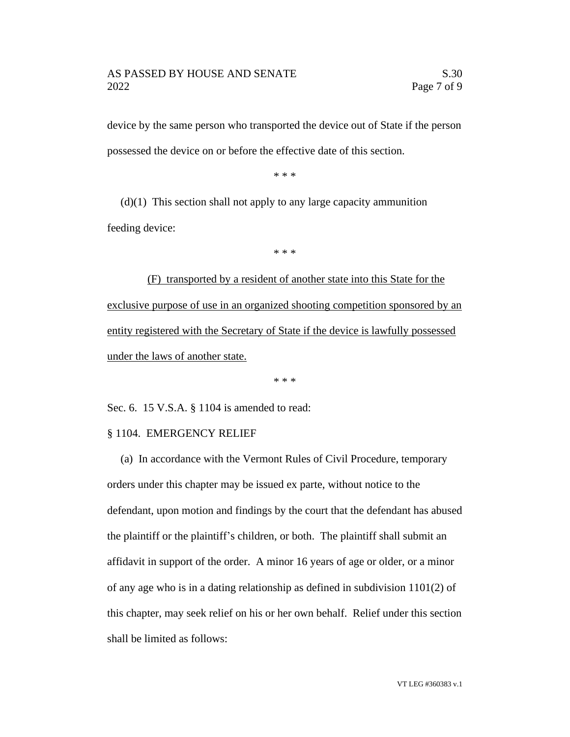device by the same person who transported the device out of State if the person possessed the device on or before the effective date of this section.

\* \* \*

(d)(1) This section shall not apply to any large capacity ammunition feeding device:

\* \* \*

<u>(F) transported by a resident of another state into this State for the exclusive purpose of use in an organized shooting competition sponsored by an entity registered with the Secretary of State if the device is lawfully possessed under the laws of another state.</u>

\* \* \*

Sec. 6. 15 V.S.A. § 1104 is amended to read:

§ 1104. EMERGENCY RELIEF

(a) In accordance with the Vermont Rules of Civil Procedure, temporary orders under this chapter may be issued ex parte, without notice to the defendant, upon motion and findings by the court that the defendant has abused the plaintiff or the plaintiff's children, or both. The plaintiff shall submit an affidavit in support of the order. A minor 16 years of age or older, or a minor of any age who is in a dating relationship as defined in subdivision 1101(2) of this chapter, may seek relief on his or her own behalf. Relief under this section shall be limited as follows: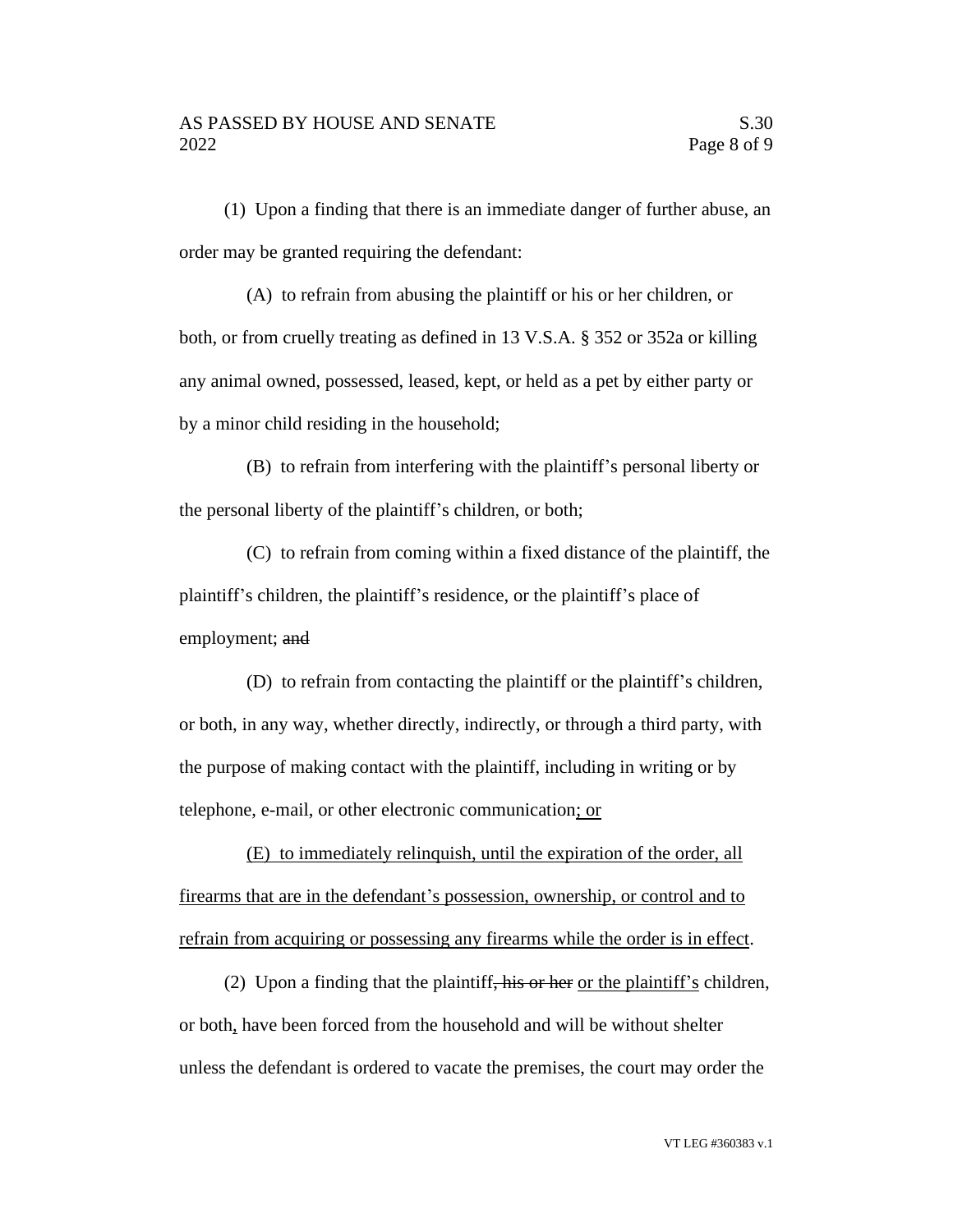(1) Upon a finding that there is an immediate danger of further abuse, an order may be granted requiring the defendant:

(A) to refrain from abusing the plaintiff or his or her children, or both, or from cruelly treating as defined in 13 V.S.A. § 352 or 352a or killing any animal owned, possessed, leased, kept, or held as a pet by either party or by a minor child residing in the household;

(B) to refrain from interfering with the plaintiff's personal liberty or the personal liberty of the plaintiff's children, or both;

(C) to refrain from coming within a fixed distance of the plaintiff, the plaintiff's children, the plaintiff's residence, or the plaintiff's place of employment; ~~and~~

(D) to refrain from contacting the plaintiff or the plaintiff's children, or both, in any way, whether directly, indirectly, or through a third party, with the purpose of making contact with the plaintiff, including in writing or by telephone, e-mail, or other electronic communication<u>; or</u>

<u>(E) to immediately relinquish, until the expiration of the order, all firearms that are in the defendant's possession, ownership, or control and to refrain from acquiring or possessing any firearms while the order is in effect</u>.

(2) Upon a finding that the plaintiff~~, his or her~~ <u>or the plaintiff's</u> children, or both<u>,</u> have been forced from the household and will be without shelter unless the defendant is ordered to vacate the premises, the court may order the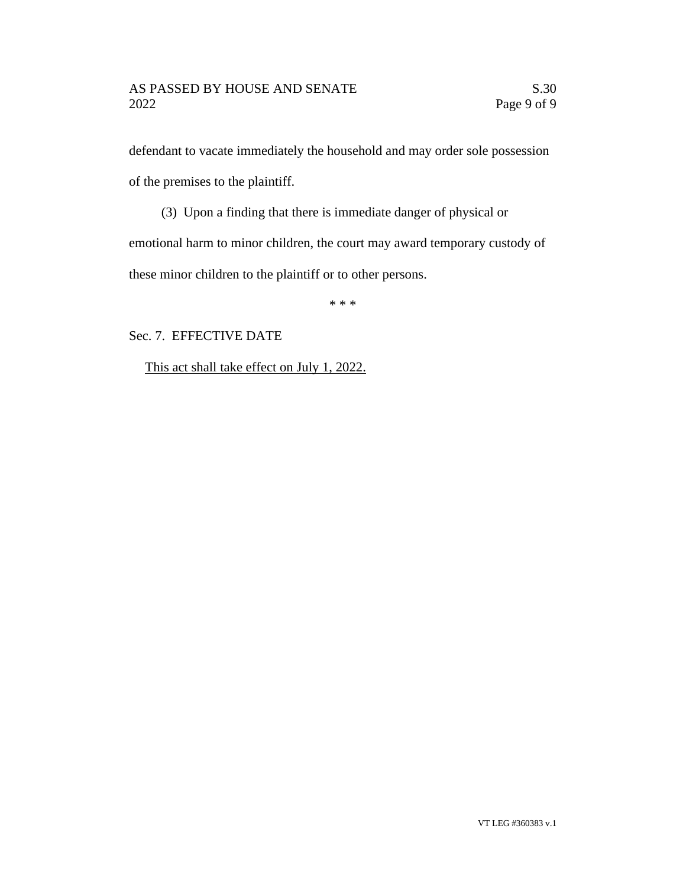defendant to vacate immediately the household and may order sole possession of the premises to the plaintiff.

(3) Upon a finding that there is immediate danger of physical or emotional harm to minor children, the court may award temporary custody of these minor children to the plaintiff or to other persons.

\* \* \*

Sec. 7. EFFECTIVE DATE

This act shall take effect on July 1, 2022.